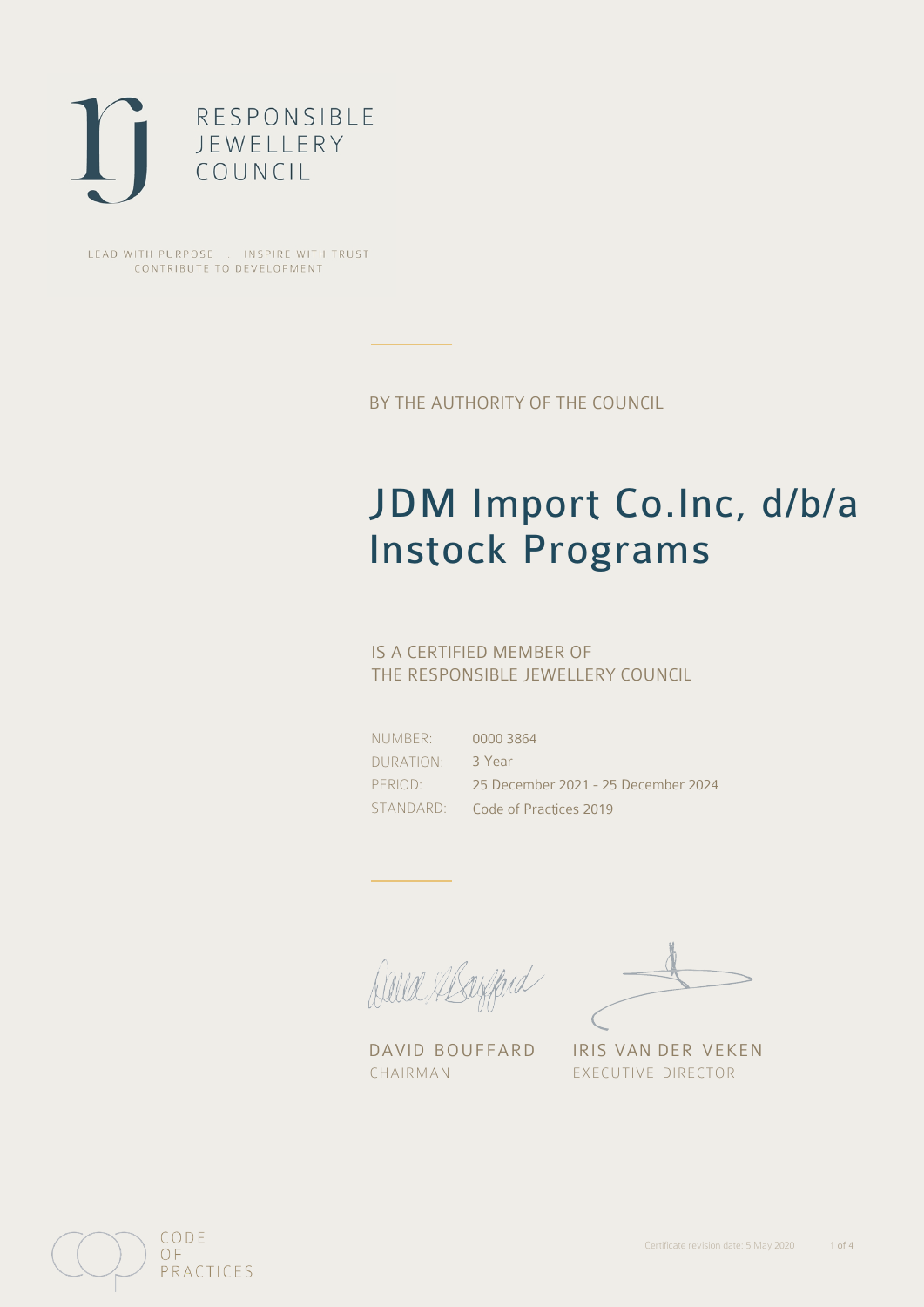RESPONSIBLE
JEWELLERY
COUNCIL

LEAD WITH PURPOSE . INSPIRE WITH TRUST
CONTRIBUTE TO DEVELOPMENT

BY THE AUTHORITY OF THE COUNCIL

# JDM Import Co.Inc, d/b/a Instock Programs

IS A CERTIFIED MEMBER OF
THE RESPONSIBLE JEWELLERY COUNCIL

| | |
|---|---|
| NUMBER: | 0000 3864 |
| DURATION: | 3 Year |
| PERIOD: | 25 December 2021 - 25 December 2024 |
| STANDARD: | Code of Practices 2019 |

DAVID BOUFFARD
CHAIRMAN

IRIS VAN DER VEKEN
EXECUTIVE DIRECTOR

CODE
OF
PRACTICES

Certificate revision date: 5 May 2020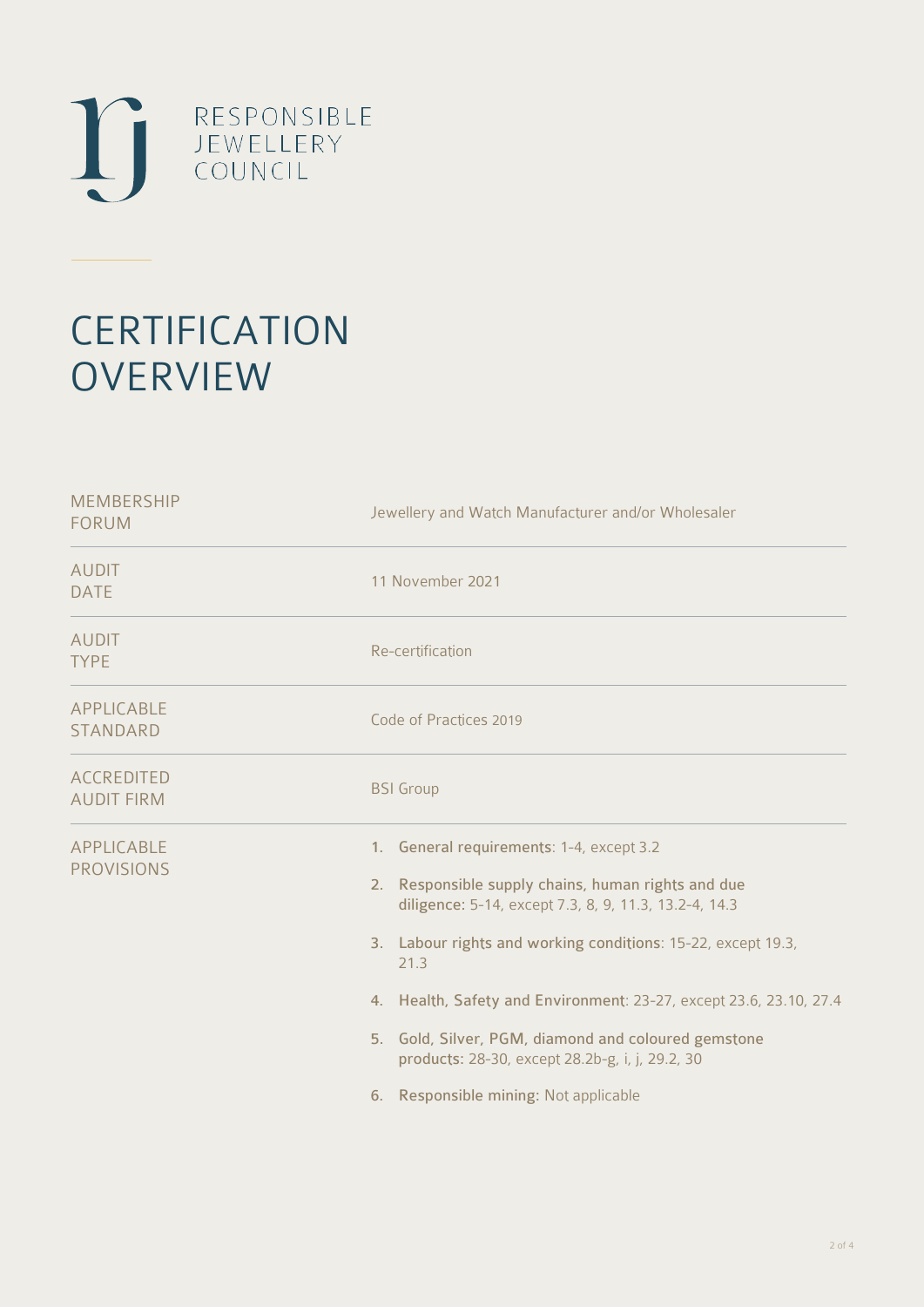RESPONSIBLE JEWELLERY COUNCIL

# CERTIFICATION OVERVIEW

| | |
|---|---|
| MEMBERSHIP FORUM | Jewellery and Watch Manufacturer and/or Wholesaler |
| AUDIT DATE | 11 November 2021 |
| AUDIT TYPE | Re-certification |
| APPLICABLE STANDARD | Code of Practices 2019 |
| ACCREDITED AUDIT FIRM | BSI Group |
| APPLICABLE PROVISIONS | 1. **General requirements**: 1-4, except 3.2<br>2. **Responsible supply chains, human rights and due diligence:** 5-14, except 7.3, 8, 9, 11.3, 13.2-4, 14.3<br>3. **Labour rights and working conditions**: 15-22, except 19.3, 21.3<br>4. **Health, Safety and Environment**: 23-27, except 23.6, 23.10, 27.4<br>5. **Gold, Silver, PGM, diamond and coloured gemstone products**: 28-30, except 28.2b-g, i, j, 29.2, 30<br>6. **Responsible mining:** Not applicable |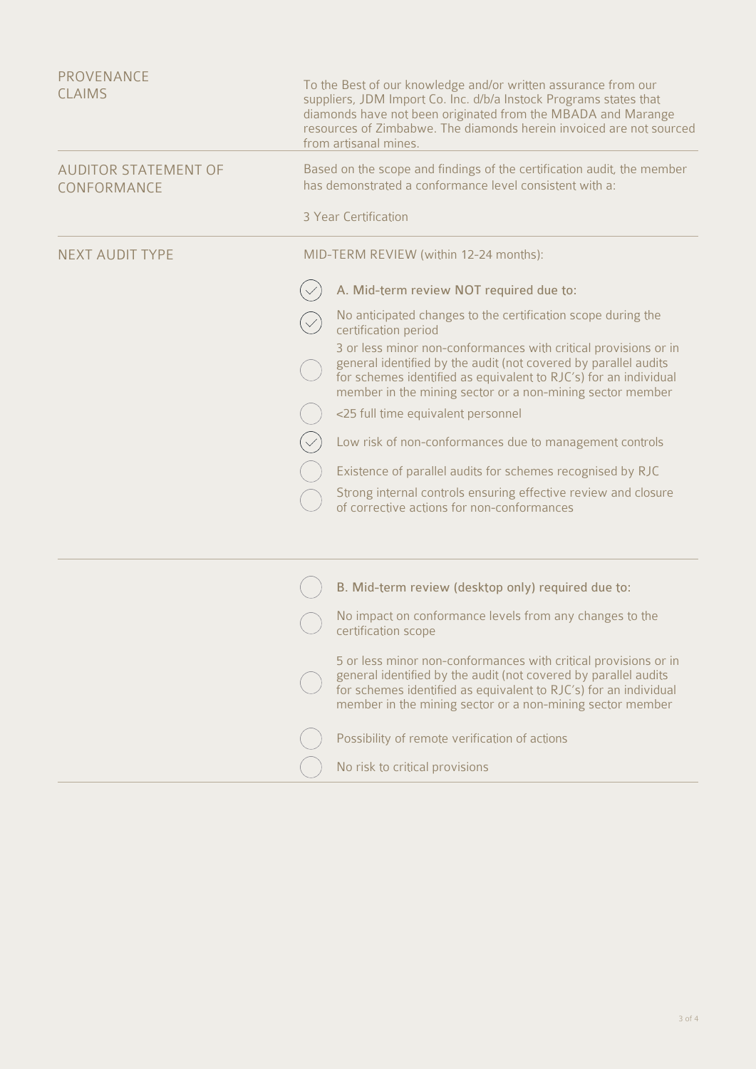## PROVENANCE CLAIMS

To the Best of our knowledge and/or written assurance from our suppliers, JDM Import Co. Inc. d/b/a Instock Programs states that diamonds have not been originated from the MBADA and Marange resources of Zimbabwe. The diamonds herein invoiced are not sourced from artisanal mines.

## AUDITOR STATEMENT OF CONFORMANCE

Based on the scope and findings of the certification audit, the member has demonstrated a conformance level consistent with a:

3 Year Certification

## NEXT AUDIT TYPE

MID-TERM REVIEW (within 12-24 months):

- [x] A. Mid-term review NOT required due to:
- [x] No anticipated changes to the certification scope during the certification period
- [ ] 3 or less minor non-conformances with critical provisions or in general identified by the audit (not covered by parallel audits for schemes identified as equivalent to RJC's) for an individual member in the mining sector or a non-mining sector member
- [ ] <25 full time equivalent personnel
- [x] Low risk of non-conformances due to management controls
- [ ] Existence of parallel audits for schemes recognised by RJC
- [ ] Strong internal controls ensuring effective review and closure of corrective actions for non-conformances

---

- [ ] B. Mid-term review (desktop only) required due to:
- [ ] No impact on conformance levels from any changes to the certification scope
- [ ] 5 or less minor non-conformances with critical provisions or in general identified by the audit (not covered by parallel audits for schemes identified as equivalent to RJC's) for an individual member in the mining sector or a non-mining sector member
- [ ] Possibility of remote verification of actions
- [ ] No risk to critical provisions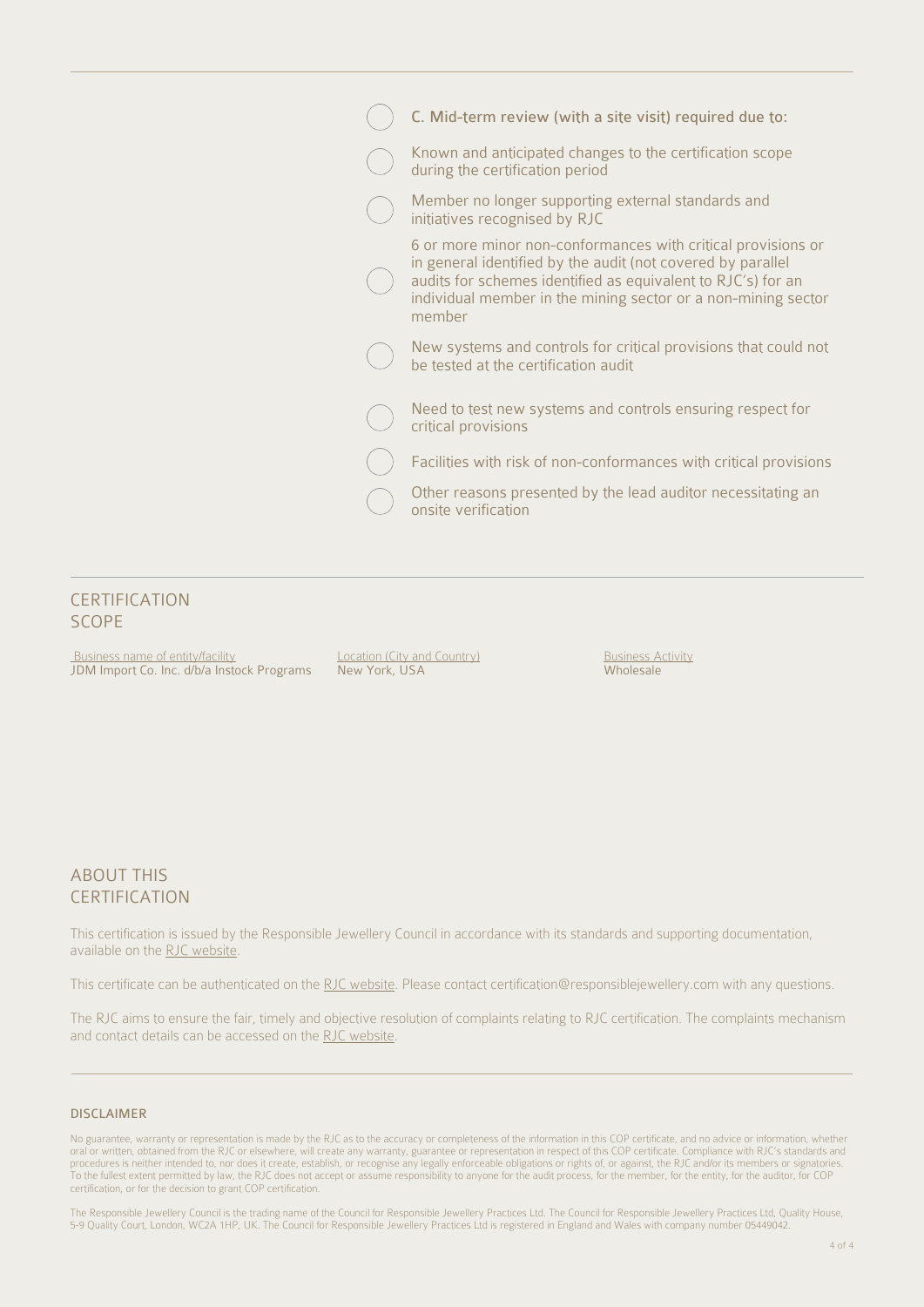- C. Mid-term review (with a site visit) required due to:
- Known and anticipated changes to the certification scope during the certification period
- Member no longer supporting external standards and initiatives recognised by RJC
- 6 or more minor non-conformances with critical provisions or in general identified by the audit (not covered by parallel audits for schemes identified as equivalent to RJC's) for an individual member in the mining sector or a non-mining sector member
- New systems and controls for critical provisions that could not be tested at the certification audit
- Need to test new systems and controls ensuring respect for critical provisions
- Facilities with risk of non-conformances with critical provisions
- Other reasons presented by the lead auditor necessitating an onsite verification

## CERTIFICATION SCOPE

| Business name of entity/facility | Location (City and Country) | Business Activity |
|---|---|---|
| JDM Import Co. Inc. d/b/a Instock Programs | New York, USA | Wholesale |

## ABOUT THIS CERTIFICATION

This certification is issued by the Responsible Jewellery Council in accordance with its standards and supporting documentation, available on the RJC website.

This certificate can be authenticated on the RJC website. Please contact certification@responsiblejewellery.com with any questions.

The RJC aims to ensure the fair, timely and objective resolution of complaints relating to RJC certification. The complaints mechanism and contact details can be accessed on the RJC website.

### DISCLAIMER

No guarantee, warranty or representation is made by the RJC as to the accuracy or completeness of the information in this COP certificate, and no advice or information, whether oral or written, obtained from the RJC or elsewhere, will create any warranty, guarantee or representation in respect of this COP certificate. Compliance with RJC's standards and procedures is neither intended to, nor does it create, establish, or recognise any legally enforceable obligations or rights of, or against, the RJC and/or its members or signatories. To the fullest extent permitted by law, the RJC does not accept or assume responsibility to anyone for the audit process, for the member, for the entity, for the auditor, for COP certification, or for the decision to grant COP certification.

The Responsible Jewellery Council is the trading name of the Council for Responsible Jewellery Practices Ltd. The Council for Responsible Jewellery Practices Ltd, Quality House, 5-9 Quality Court, London, WC2A 1HP, UK. The Council for Responsible Jewellery Practices Ltd is registered in England and Wales with company number 05449042.